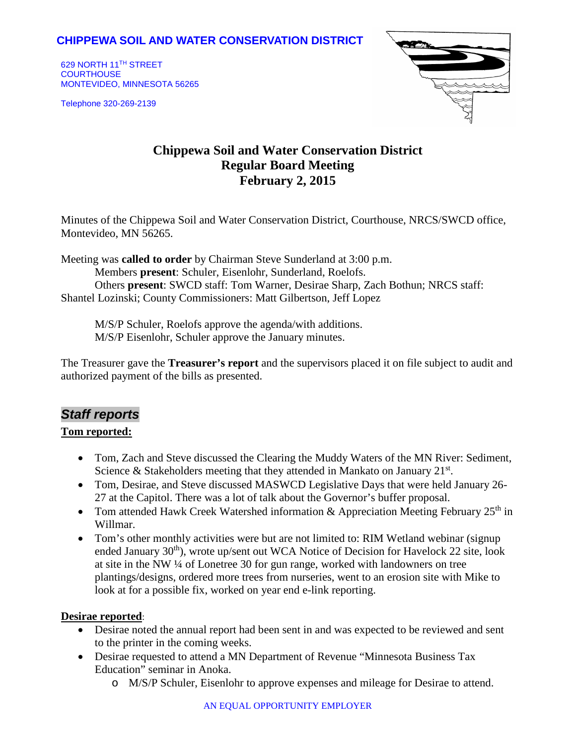**CHIPPEWA SOIL AND WATER CONSERVATION DISTRICT**

629 NORTH 11TH STREET
COURTHOUSE
MONTEVIDEO, MINNESOTA 56265

Telephone 320-269-2139

# Chippewa Soil and Water Conservation District
## Regular Board Meeting
## February 2, 2015

Minutes of the Chippewa Soil and Water Conservation District, Courthouse, NRCS/SWCD office, Montevideo, MN 56265.

Meeting was **called to order** by Chairman Steve Sunderland at 3:00 p.m.
Members **present**: Schuler, Eisenlohr, Sunderland, Roelofs.
Others **present**: SWCD staff: Tom Warner, Desirae Sharp, Zach Bothun; NRCS staff: Shantel Lozinski; County Commissioners: Matt Gilbertson, Jeff Lopez

M/S/P Schuler, Roelofs approve the agenda/with additions.
M/S/P Eisenlohr, Schuler approve the January minutes.

The Treasurer gave the **Treasurer's report** and the supervisors placed it on file subject to audit and authorized payment of the bills as presented.

## *Staff reports*

**Tom reported:**

- Tom, Zach and Steve discussed the Clearing the Muddy Waters of the MN River: Sediment, Science & Stakeholders meeting that they attended in Mankato on January 21st.
- Tom, Desirae, and Steve discussed MASWCD Legislative Days that were held January 26-27 at the Capitol. There was a lot of talk about the Governor's buffer proposal.
- Tom attended Hawk Creek Watershed information & Appreciation Meeting February 25th in Willmar.
- Tom's other monthly activities were but are not limited to: RIM Wetland webinar (signup ended January 30th), wrote up/sent out WCA Notice of Decision for Havelock 22 site, look at site in the NW ¼ of Lonetree 30 for gun range, worked with landowners on tree plantings/designs, ordered more trees from nurseries, went to an erosion site with Mike to look at for a possible fix, worked on year end e-link reporting.

**Desirae reported**:

- Desirae noted the annual report had been sent in and was expected to be reviewed and sent to the printer in the coming weeks.
- Desirae requested to attend a MN Department of Revenue "Minnesota Business Tax Education" seminar in Anoka.
  - M/S/P Schuler, Eisenlohr to approve expenses and mileage for Desirae to attend.

AN EQUAL OPPORTUNITY EMPLOYER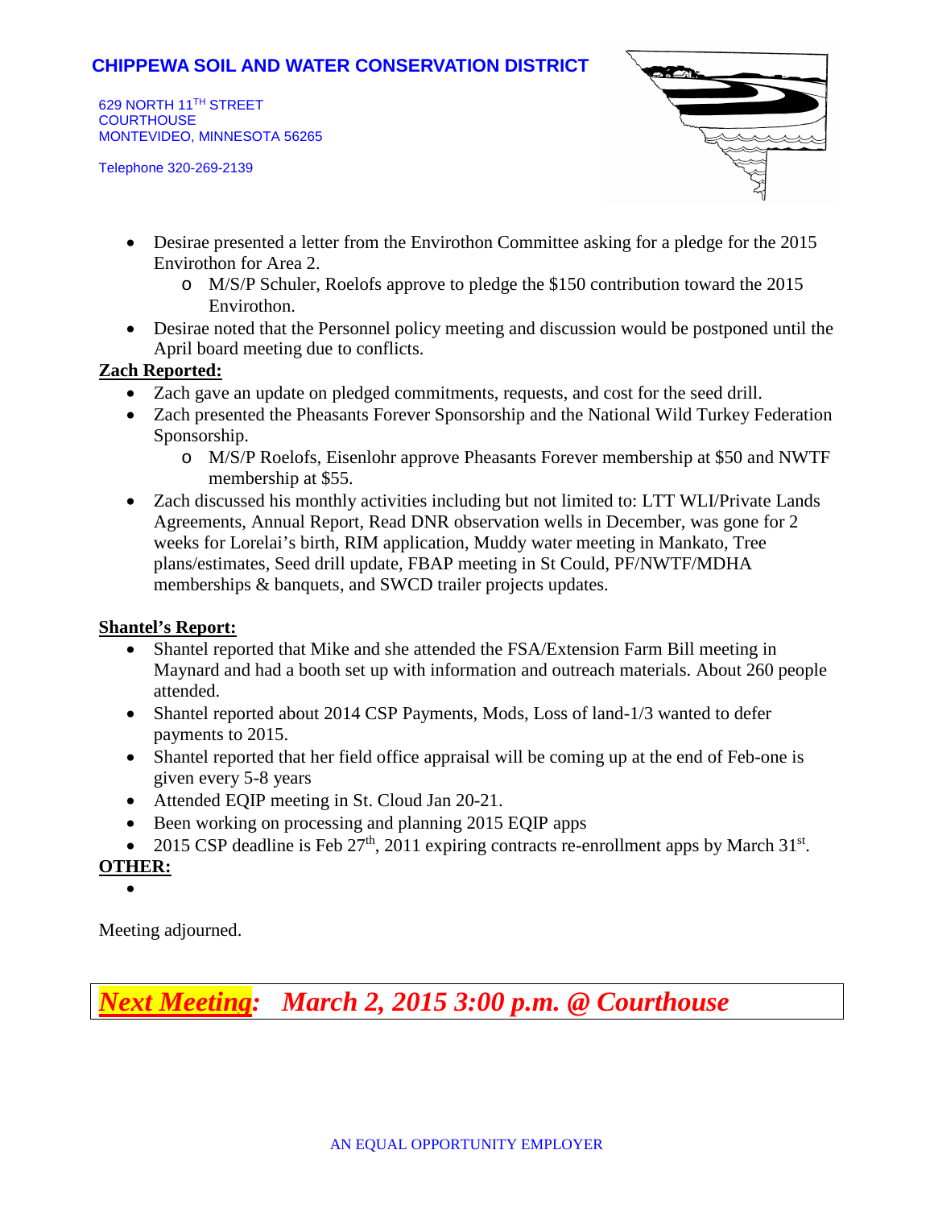# CHIPPEWA SOIL AND WATER CONSERVATION DISTRICT

629 NORTH 11TH STREET
COURTHOUSE
MONTEVIDEO, MINNESOTA 56265

Telephone 320-269-2139

- Desirae presented a letter from the Envirothon Committee asking for a pledge for the 2015 Envirothon for Area 2.
  - M/S/P Schuler, Roelofs approve to pledge the $150 contribution toward the 2015 Envirothon.
- Desirae noted that the Personnel policy meeting and discussion would be postponed until the April board meeting due to conflicts.

**Zach Reported:**

- Zach gave an update on pledged commitments, requests, and cost for the seed drill.
- Zach presented the Pheasants Forever Sponsorship and the National Wild Turkey Federation Sponsorship.
  - M/S/P Roelofs, Eisenlohr approve Pheasants Forever membership at $50 and NWTF membership at $55.
- Zach discussed his monthly activities including but not limited to: LTT WLI/Private Lands Agreements, Annual Report, Read DNR observation wells in December, was gone for 2 weeks for Lorelai's birth, RIM application, Muddy water meeting in Mankato, Tree plans/estimates, Seed drill update, FBAP meeting in St Could, PF/NWTF/MDHA memberships & banquets, and SWCD trailer projects updates.

**Shantel's Report:**

- Shantel reported that Mike and she attended the FSA/Extension Farm Bill meeting in Maynard and had a booth set up with information and outreach materials. About 260 people attended.
- Shantel reported about 2014 CSP Payments, Mods, Loss of land-1/3 wanted to defer payments to 2015.
- Shantel reported that her field office appraisal will be coming up at the end of Feb-one is given every 5-8 years
- Attended EQIP meeting in St. Cloud Jan 20-21.
- Been working on processing and planning 2015 EQIP apps
- 2015 CSP deadline is Feb 27th, 2011 expiring contracts re-enrollment apps by March 31st.

**OTHER:**

-

Meeting adjourned.

***Next Meeting:* March 2, 2015 3:00 p.m. @ Courthouse**

AN EQUAL OPPORTUNITY EMPLOYER